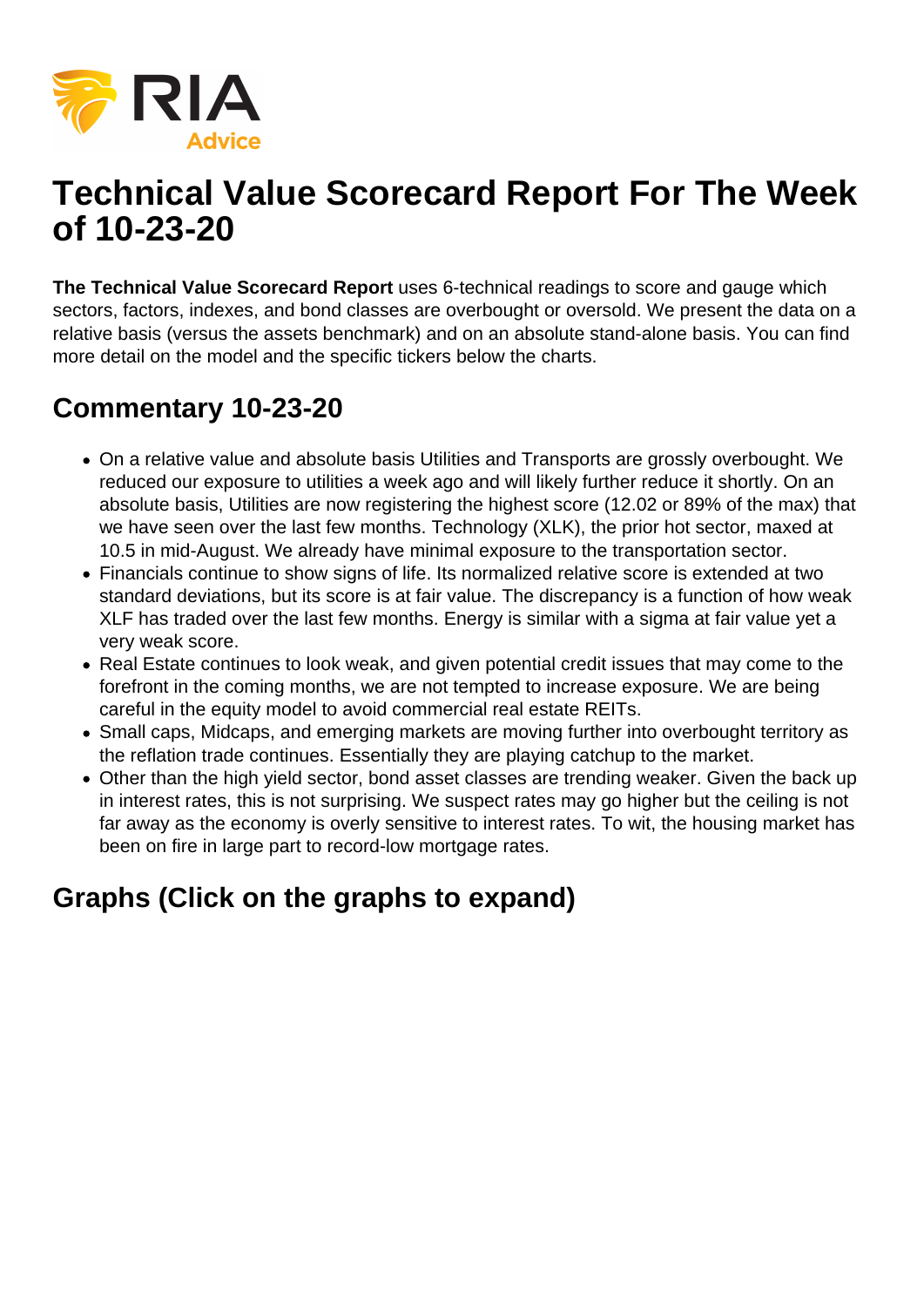# Technical Value Scorecard Report For The Week of 10-23-20

**The Technical Value Scorecard Report** uses 6-technical readings to score and gauge which sectors, factors, indexes, and bond classes are overbought or oversold. We present the data on a relative basis (versus the assets benchmark) and on an absolute stand-alone basis. You can find more detail on the model and the specific tickers below the charts.

## Commentary 10-23-20

- On a relative value and absolute basis Utilities and Transports are grossly overbought. We reduced our exposure to utilities a week ago and will likely further reduce it shortly. On an absolute basis, Utilities are now registering the highest score (12.02 or 89% of the max) that we have seen over the last few months. Technology (XLK), the prior hot sector, maxed at 10.5 in mid-August. We already have minimal exposure to the transportation sector.
- Financials continue to show signs of life. Its normalized relative score is extended at two standard deviations, but its score is at fair value. The discrepancy is a function of how weak XLF has traded over the last few months. Energy is similar with a sigma at fair value yet a very weak score.
- Real Estate continues to look weak, and given potential credit issues that may come to the forefront in the coming months, we are not tempted to increase exposure. We are being careful in the equity model to avoid commercial real estate REITs.
- Small caps, Midcaps, and emerging markets are moving further into overbought territory as the reflation trade continues. Essentially they are playing catchup to the market.
- Other than the high yield sector, bond asset classes are trending weaker. Given the back up in interest rates, this is not surprising. We suspect rates may go higher but the ceiling is not far away as the economy is overly sensitive to interest rates. To wit, the housing market has been on fire in large part to record-low mortgage rates.

## Graphs (Click on the graphs to expand)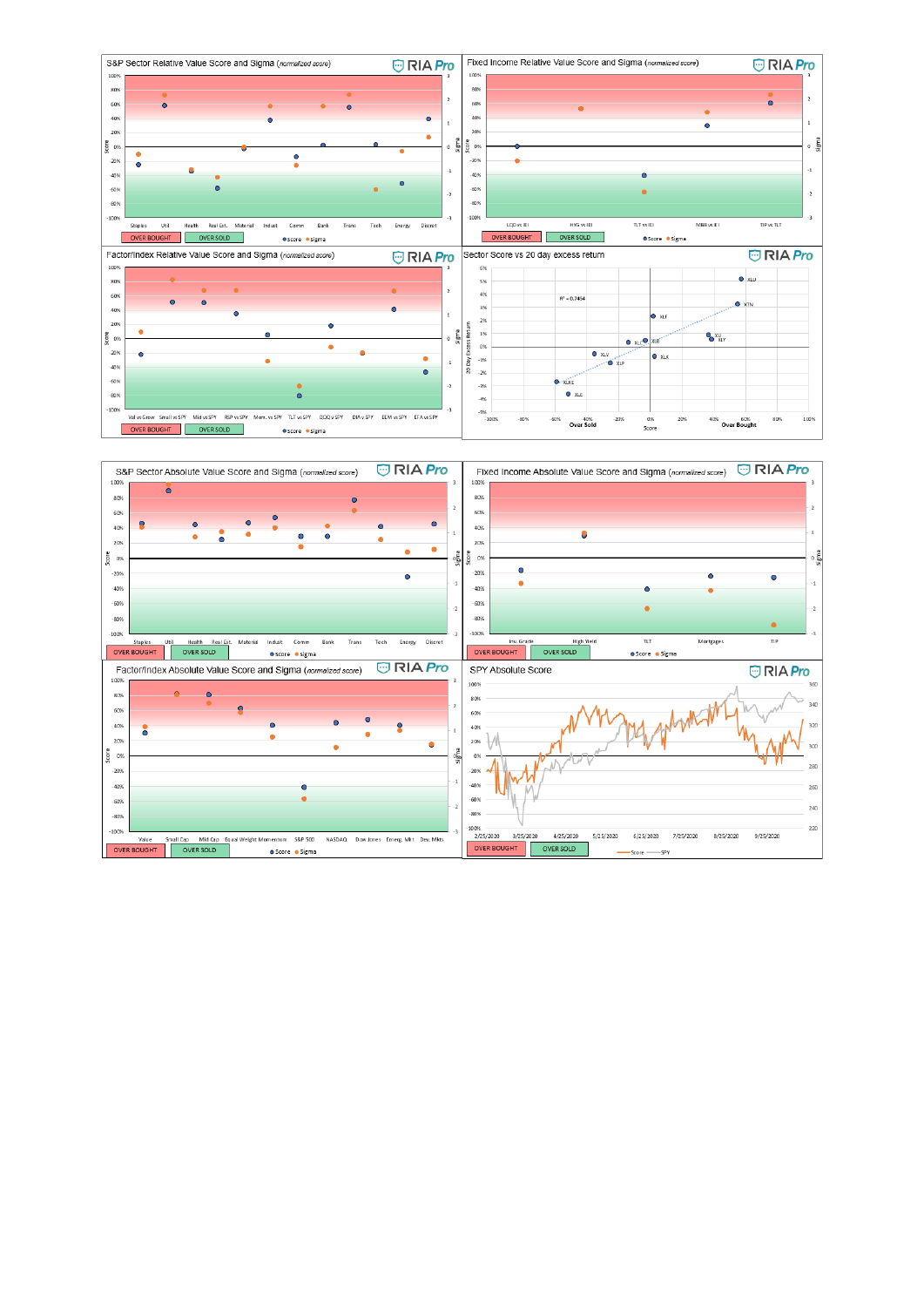S&P Sector Relative Value Score and Sigma (*normalized score*)

RIA Pro

Staples, Util, Health, Real Est., Material, Indust, Comm, Bank, Trans, Tech, Energy, Discret

OVER BOUGHT | OVER SOLD | score | sigma

Fixed Income Relative Value Score and Sigma (*normalized score*)

RIA Pro

LQD vs IEI, HYG vs IEI, TLT vs IEI, MBB vs IEI, TIP vs TLT

OVER BOUGHT | OVER SOLD | Score | Sigma

Factor/Index Relative Value Score and Sigma (*normalized score*)

RIA Pro

Val vs Grow, Small vs SPY, Mid vs SPY, RSP vs SPY, Mom. vs SPY, TLT vs SPY, QQQ v SPY, DIA v SPY, EEM vs SPY, EFA vs SPY

OVER BOUGHT | OVER SOLD | score | sigma

Sector Score vs 20 day excess return

RIA Pro

$R^2 = 0.7454$

XLU, XTN, XLF, XLI, XLY, XLC, XLB, XLV, XLK, XLP, XLRE, XLE

20 Day Excess Return

Over Sold | Score | Over Bought

S&P Sector Absolute Value Score and Sigma (*normalized score*)

RIA Pro

Staples, Util, Health, Real Est., Material, Indust, Comm, Bank, Trans, Tech, Energy, Discret

OVER BOUGHT | OVER SOLD | score | sigma

Fixed Income Absolute Value Score and Sigma (*normalized score*)

RIA Pro

Inv. Grade, High Yield, TLT, Mortgages, TIP

OVER BOUGHT | OVER SOLD | Score | Sigma

Factor/Index Absolute Value Score and Sigma (*normalized score*)

RIA Pro

Value, Small Cap, Mid Cap, Equal Weight, Momentum, S&P 500, NASDAQ, Dow Jones, Emerg. Mkt, Dev. Mkts

OVER BOUGHT | OVER SOLD | Score | Sigma

SPY Absolute Score

RIA Pro

2/25/2020, 3/25/2020, 4/25/2020, 5/25/2020, 6/25/2020, 7/25/2020, 8/25/2020, 9/25/2020

OVER BOUGHT | OVER SOLD | Score | SPY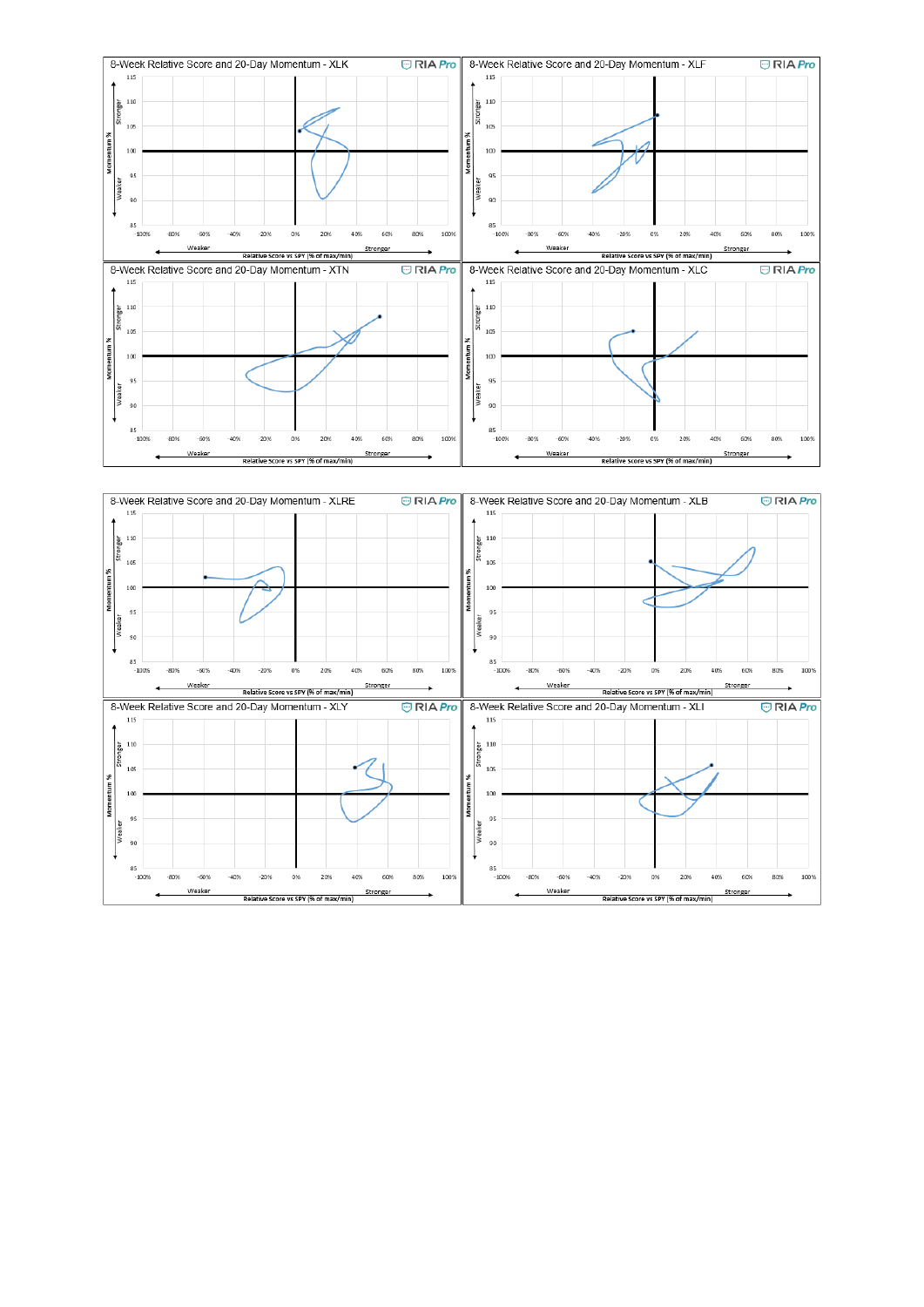8-Week Relative Score and 20-Day Momentum - XLK

RIA Pro

115
110
105
100
95
90
85

Momentum %

Stronger

Weaker

-100% -80% -60% -40% -20% 0% 20% 40% 60% 80% 100%

Weaker

Stronger

Relative Score vs SPY (% of max/min)

8-Week Relative Score and 20-Day Momentum - XLF

RIA Pro

115
110
105
100
95
90
85

Momentum %

Stronger

Weaker

-100% -80% -60% -40% -20% 0% 20% 40% 60% 80% 100%

Weaker

Stronger

Relative Score vs SPY (% of max/min)

8-Week Relative Score and 20-Day Momentum - XTN

RIA Pro

115
110
105
100
95
90
85

Momentum %

Stronger

Weaker

-100% -80% -60% -40% -20% 0% 20% 40% 60% 80% 100%

Weaker

Stronger

Relative Score vs SPY (% of max/min)

8-Week Relative Score and 20-Day Momentum - XLC

RIA Pro

115
110
105
100
95
90
85

Momentum %

Stronger

Weaker

-100% -80% -60% -40% -20% 0% 20% 40% 60% 80% 100%

Weaker

Stronger

Relative Score vs SPY (% of max/min)

8-Week Relative Score and 20-Day Momentum - XLRE

RIA Pro

115
110
105
100
95
90
85

Momentum %

Stronger

Weaker

-100% -80% -60% -40% -20% 0% 20% 40% 60% 80% 100%

Weaker

Stronger

Relative Score vs SPY (% of max/min)

8-Week Relative Score and 20-Day Momentum - XLB

RIA Pro

115
110
105
100
95
90
85

Momentum %

Stronger

Weaker

-100% -80% -60% -40% -20% 0% 20% 40% 60% 80% 100%

Weaker

Stronger

Relative Score vs SPY (% of max/min)

8-Week Relative Score and 20-Day Momentum - XLY

RIA Pro

115
110
105
100
95
90
85

Momentum %

Stronger

Weaker

-100% -80% -60% -40% -20% 0% 20% 40% 60% 80% 100%

Weaker

Stronger

Relative Score vs SPY (% of max/min)

8-Week Relative Score and 20-Day Momentum - XLI

RIA Pro

115
110
105
100
95
90
85

Momentum %

Stronger

Weaker

-100% -80% -60% -40% -20% 0% 20% 40% 60% 80% 100%

Weaker

Stronger

Relative Score vs SPY (% of max/min)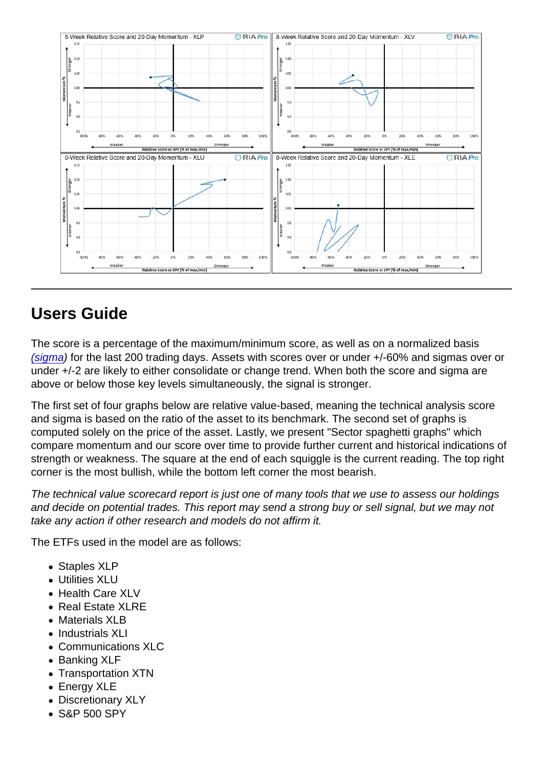## Users Guide

The score is a percentage of the maximum/minimum score, as well as on a normalized basis *(sigma)* for the last 200 trading days. Assets with scores over or under +/-60% and sigmas over or under +/-2 are likely to either consolidate or change trend. When both the score and sigma are above or below those key levels simultaneously, the signal is stronger.

The first set of four graphs below are relative value-based, meaning the technical analysis score and sigma is based on the ratio of the asset to its benchmark. The second set of graphs is computed solely on the price of the asset. Lastly, we present "Sector spaghetti graphs" which compare momentum and our score over time to provide further current and historical indications of strength or weakness. The square at the end of each squiggle is the current reading. The top right corner is the most bullish, while the bottom left corner the most bearish.

*The technical value scorecard report is just one of many tools that we use to assess our holdings and decide on potential trades. This report may send a strong buy or sell signal, but we may not take any action if other research and models do not affirm it.*

The ETFs used in the model are as follows:

- Staples XLP
- Utilities XLU
- Health Care XLV
- Real Estate XLRE
- Materials XLB
- Industrials XLI
- Communications XLC
- Banking XLF
- Transportation XTN
- Energy XLE
- Discretionary XLY
- S&P 500 SPY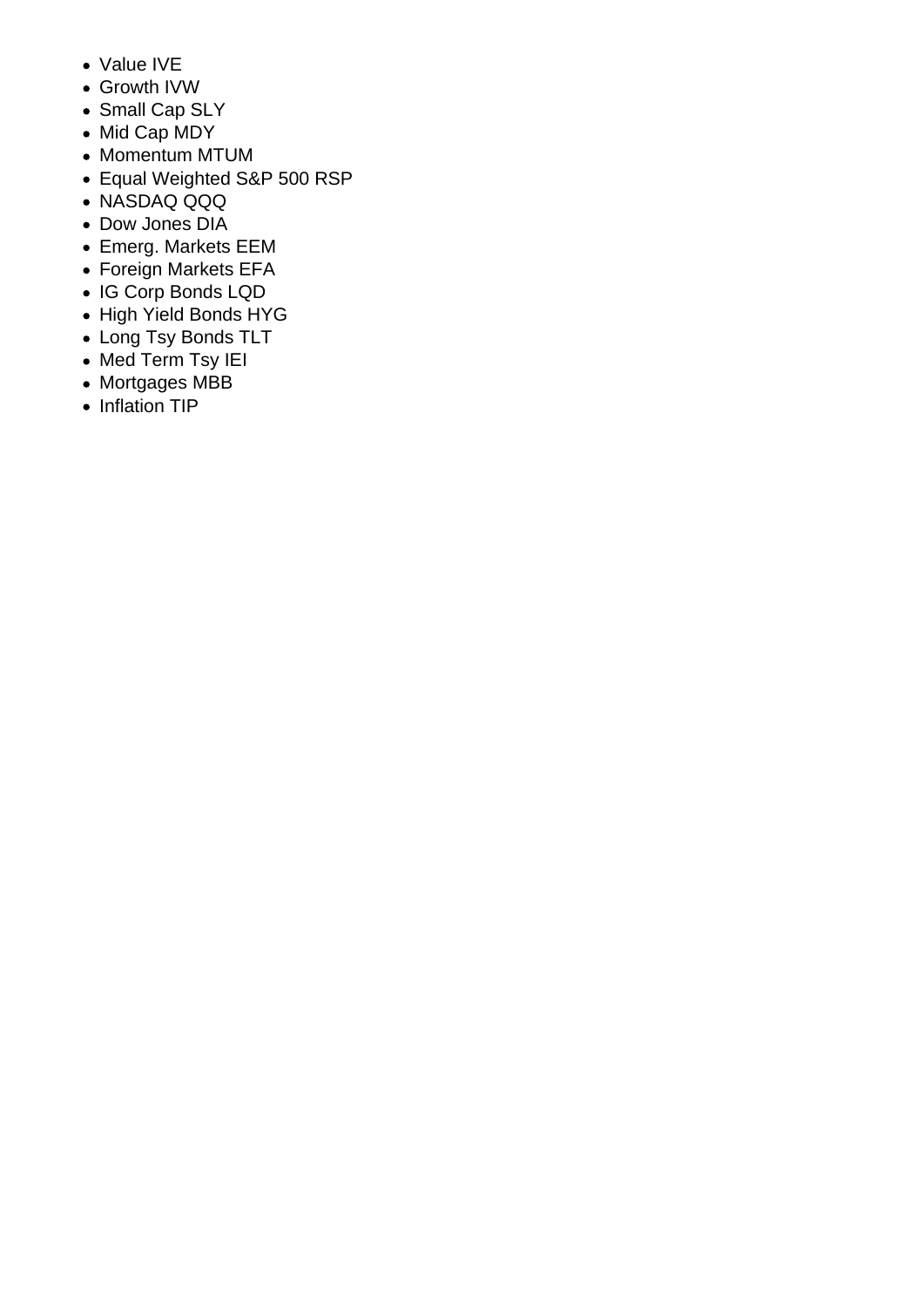- Value IVE
- Growth IVW
- Small Cap SLY
- Mid Cap MDY
- Momentum MTUM
- Equal Weighted S&P 500 RSP
- NASDAQ QQQ
- Dow Jones DIA
- Emerg. Markets EEM
- Foreign Markets EFA
- IG Corp Bonds LQD
- High Yield Bonds HYG
- Long Tsy Bonds TLT
- Med Term Tsy IEI
- Mortgages MBB
- Inflation TIP